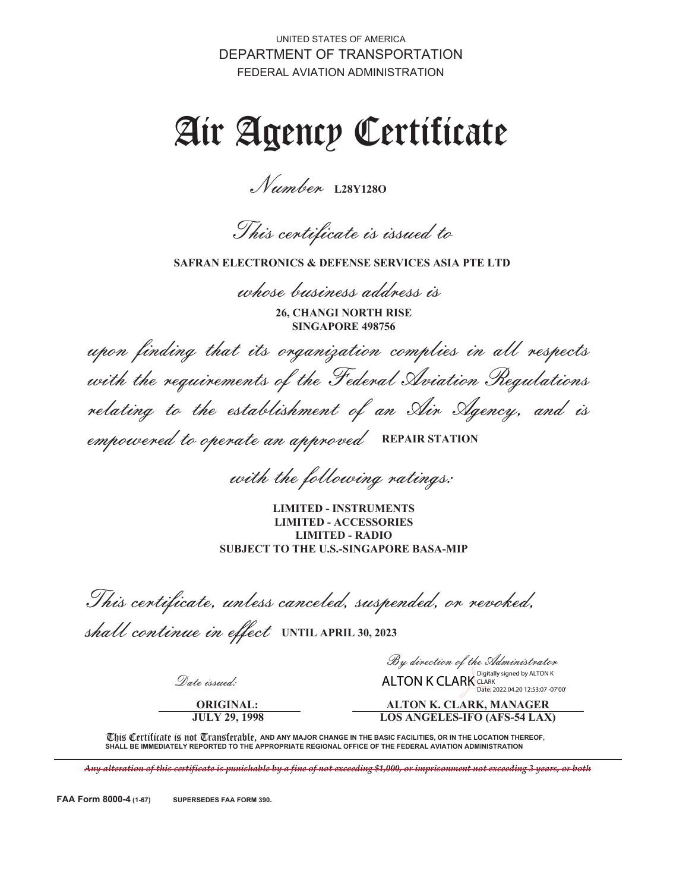UNITED STATES OF AMERICA

DEPARTMENT OF TRANSPORTATION

FEDERAL AVIATION ADMINISTRATION

# Air Agency Certificate

*Number* **L28Y128O**

*This certificate is issued to*

**SAFRAN ELECTRONICS & DEFENSE SERVICES ASIA PTE LTD**

*whose business address is*

**26, CHANGI NORTH RISE**
**SINGAPORE 498756**

*upon finding that its organization complies in all respects with the requirements of the Federal Aviation Regulations relating to the establishment of an Air Agency, and is empowered to operate an approved* **REPAIR STATION**

*with the following ratings:*

**LIMITED - INSTRUMENTS**
**LIMITED - ACCESSORIES**
**LIMITED - RADIO**
**SUBJECT TO THE U.S.-SINGAPORE BASA-MIP**

*This certificate, unless canceled, suspended, or revoked, shall continue in effect* **UNTIL APRIL 30, 2023**

*By direction of the Administrator*

*Date issued:*

ALTON K CLARK Digitally signed by ALTON K CLARK Date: 2022.04.20 12:53:07 -07'00'

**ORIGINAL: JULY 29, 1998**

**ALTON K. CLARK, MANAGER**
**LOS ANGELES-IFO (AFS-54 LAX)**

This Certificate is not Transferable, **AND ANY MAJOR CHANGE IN THE BASIC FACILITIES, OR IN THE LOCATION THEREOF, SHALL BE IMMEDIATELY REPORTED TO THE APPROPRIATE REGIONAL OFFICE OF THE FEDERAL AVIATION ADMINISTRATION**

---

*Any alteration of this certificate is punishable by a fine of not exceeding $1,000, or imprisonment not exceeding 3 years, or both*

**FAA Form 8000-4** (1-67) SUPERSEDES FAA FORM 390.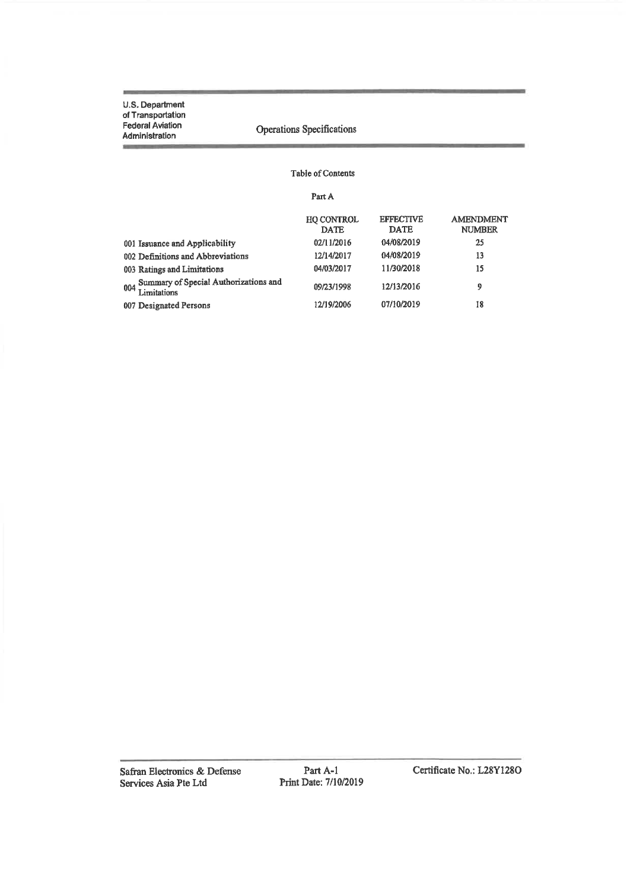U.S. Department of Transportation
Federal Aviation Administration

# Operations Specifications

## Table of Contents

### Part A

| | HQ CONTROL DATE | EFFECTIVE DATE | AMENDMENT NUMBER |
|---|---|---|---|
| 001 Issuance and Applicability | 02/11/2016 | 04/08/2019 | 25 |
| 002 Definitions and Abbreviations | 12/14/2017 | 04/08/2019 | 13 |
| 003 Ratings and Limitations | 04/03/2017 | 11/30/2018 | 15 |
| 004 Summary of Special Authorizations and Limitations | 09/23/1998 | 12/13/2016 | 9 |
| 007 Designated Persons | 12/19/2006 | 07/10/2019 | 18 |

Safran Electronics & Defense Services Asia Pte Ltd

Part A-1
Print Date: 7/10/2019

Certificate No.: L28Y128O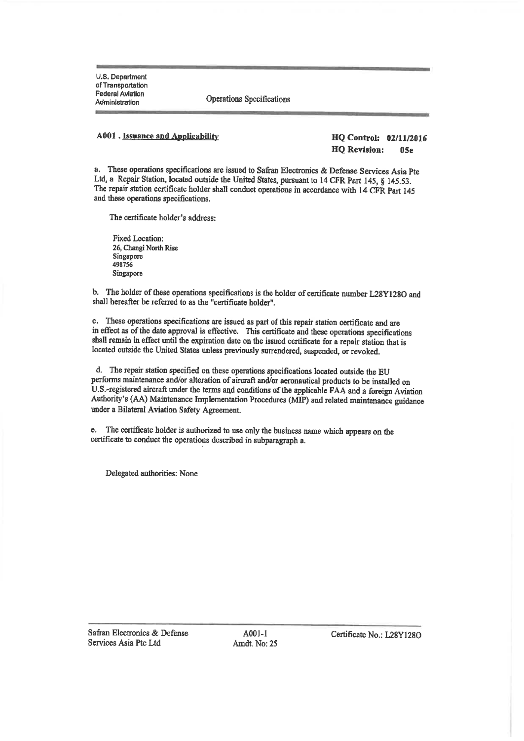U.S. Department of Transportation
Federal Aviation Administration

Operations Specifications

## A001 . Issuance and Applicability

**HQ Control: 02/11/2016**
**HQ Revision: 05e**

a. These operations specifications are issued to Safran Electronics & Defense Services Asia Pte Ltd, a Repair Station, located outside the United States, pursuant to 14 CFR Part 145, § 145.53. The repair station certificate holder shall conduct operations in accordance with 14 CFR Part 145 and these operations specifications.

The certificate holder's address:

Fixed Location:
26, Changi North Rise
Singapore
498756
Singapore

b. The holder of these operations specifications is the holder of certificate number L28Y128O and shall hereafter be referred to as the "certificate holder".

c. These operations specifications are issued as part of this repair station certificate and are in effect as of the date approval is effective. This certificate and these operations specifications shall remain in effect until the expiration date on the issued certificate for a repair station that is located outside the United States unless previously surrendered, suspended, or revoked.

d. The repair station specified on these operations specifications located outside the EU performs maintenance and/or alteration of aircraft and/or aeronautical products to be installed on U.S.-registered aircraft under the terms and conditions of the applicable FAA and a foreign Aviation Authority's (AA) Maintenance Implementation Procedures (MIP) and related maintenance guidance under a Bilateral Aviation Safety Agreement.

e. The certificate holder is authorized to use only the business name which appears on the certificate to conduct the operations described in subparagraph a.

Delegated authorities: None

Safran Electronics & Defense Services Asia Pte Ltd | A001-1 Amdt. No: 25 | Certificate No.: L28Y128O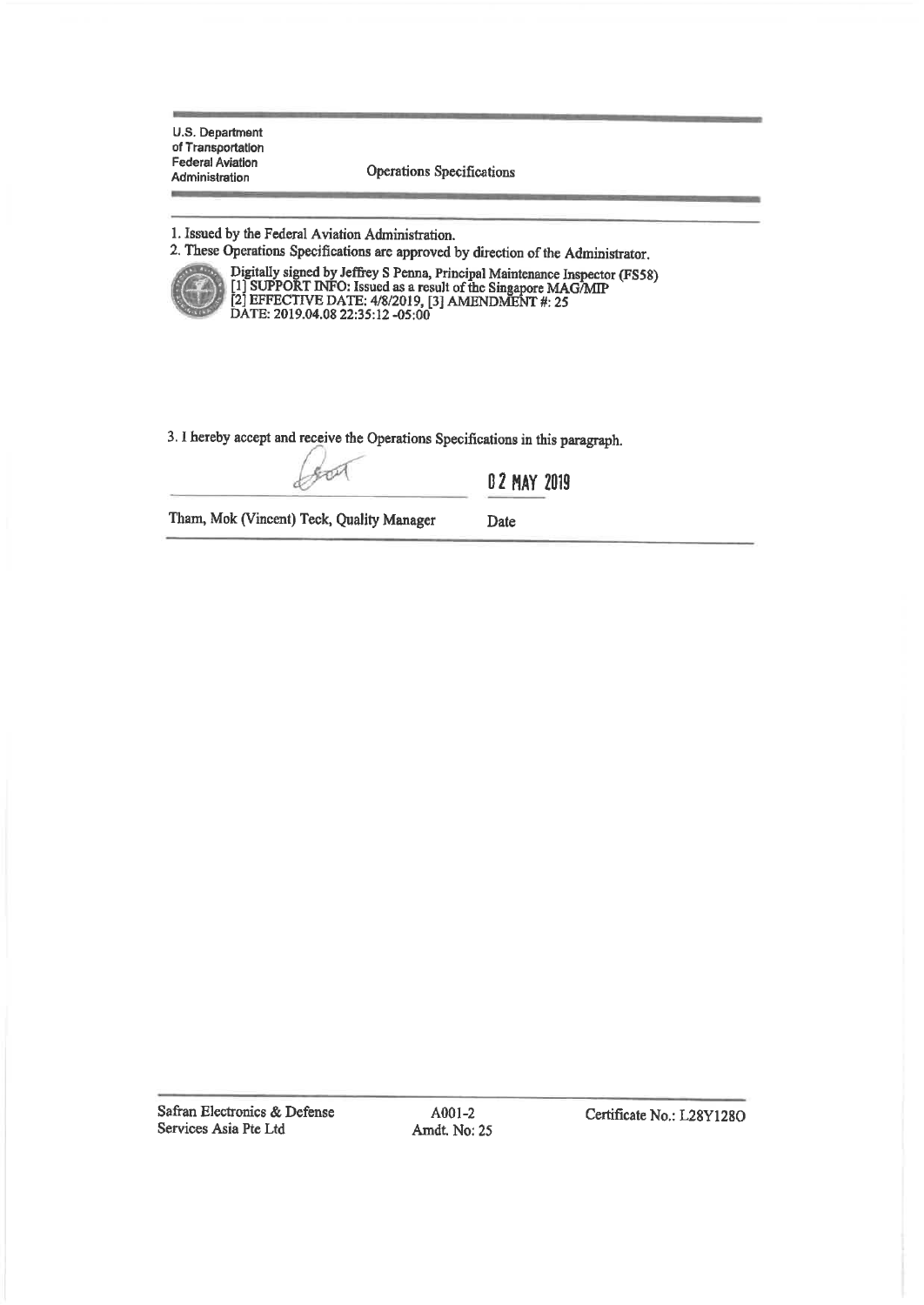U.S. Department of Transportation
Federal Aviation Administration

Operations Specifications

1. Issued by the Federal Aviation Administration.
2. These Operations Specifications are approved by direction of the Administrator.

Digitally signed by Jeffrey S Penna, Principal Maintenance Inspector (FS58)
[1] SUPPORT INFO: Issued as a result of the Singapore MAG/MIP
[2] EFFECTIVE DATE: 4/8/2019, [3] AMENDMENT #: 25
DATE: 2019.04.08 22:35:12 -05:00

3. I hereby accept and receive the Operations Specifications in this paragraph.

| | |
|---|---|
| Tham, Mok (Vincent) Teck, Quality Manager | 02 MAY 2019<br>Date |

Safran Electronics & Defense Services Asia Pte Ltd

A001-2
Amdt. No: 25

Certificate No.: L28Y128O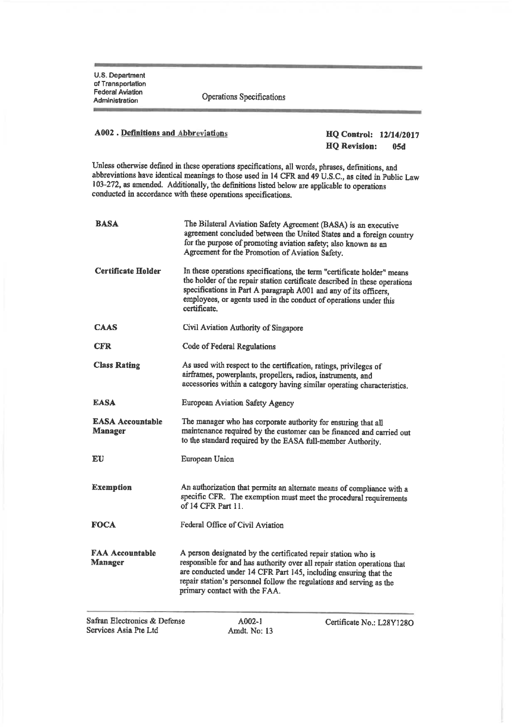U.S. Department of Transportation Federal Aviation Administration

Operations Specifications

**A002 . Definitions and Abbreviations**

**HQ Control: 12/14/2017**
**HQ Revision: 05d**

Unless otherwise defined in these operations specifications, all words, phrases, definitions, and abbreviations have identical meanings to those used in 14 CFR and 49 U.S.C., as cited in Public Law 103-272, as amended. Additionally, the definitions listed below are applicable to operations conducted in accordance with these operations specifications.

| | |
|---|---|
| **BASA** | The Bilateral Aviation Safety Agreement (BASA) is an executive agreement concluded between the United States and a foreign country for the purpose of promoting aviation safety; also known as an Agreement for the Promotion of Aviation Safety. |
| **Certificate Holder** | In these operations specifications, the term "certificate holder" means the holder of the repair station certificate described in these operations specifications in Part A paragraph A001 and any of its officers, employees, or agents used in the conduct of operations under this certificate. |
| **CAAS** | Civil Aviation Authority of Singapore |
| **CFR** | Code of Federal Regulations |
| **Class Rating** | As used with respect to the certification, ratings, privileges of airframes, powerplants, propellers, radios, instruments, and accessories within a category having similar operating characteristics. |
| **EASA** | European Aviation Safety Agency |
| **EASA Accountable Manager** | The manager who has corporate authority for ensuring that all maintenance required by the customer can be financed and carried out to the standard required by the EASA full-member Authority. |
| **EU** | European Union |
| **Exemption** | An authorization that permits an alternate means of compliance with a specific CFR. The exemption must meet the procedural requirements of 14 CFR Part 11. |
| **FOCA** | Federal Office of Civil Aviation |
| **FAA Accountable Manager** | A person designated by the certificated repair station who is responsible for and has authority over all repair station operations that are conducted under 14 CFR Part 145, including ensuring that the repair station's personnel follow the regulations and serving as the primary contact with the FAA. |

Safran Electronics & Defense Services Asia Pte Ltd

A002-1
Amdt. No: 13

Certificate No.: L28Y128O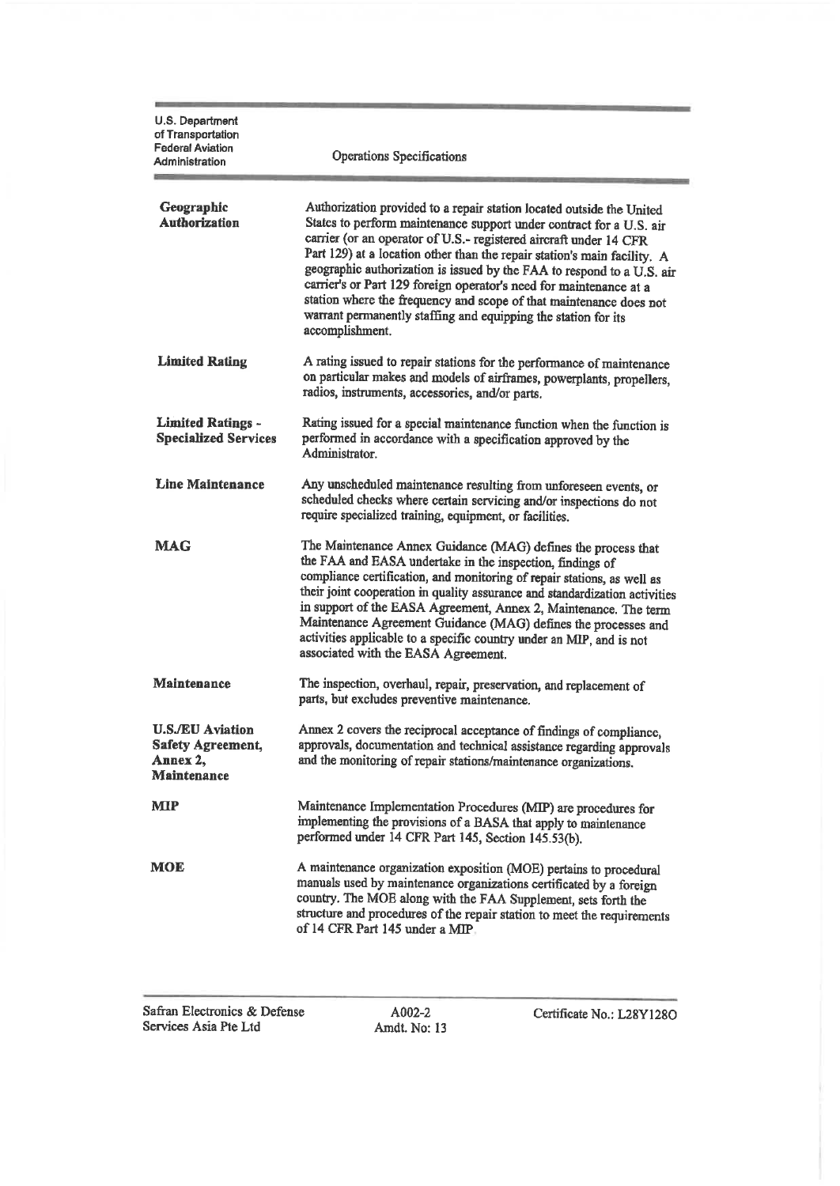| | |
|---|---|
| **Geographic Authorization** | Authorization provided to a repair station located outside the United States to perform maintenance support under contract for a U.S. air carrier (or an operator of U.S.- registered aircraft under 14 CFR Part 129) at a location other than the repair station's main facility. A geographic authorization is issued by the FAA to respond to a U.S. air carrier's or Part 129 foreign operator's need for maintenance at a station where the frequency and scope of that maintenance does not warrant permanently staffing and equipping the station for its accomplishment. |
| **Limited Rating** | A rating issued to repair stations for the performance of maintenance on particular makes and models of airframes, powerplants, propellers, radios, instruments, accessories, and/or parts. |
| **Limited Ratings - Specialized Services** | Rating issued for a special maintenance function when the function is performed in accordance with a specification approved by the Administrator. |
| **Line Maintenance** | Any unscheduled maintenance resulting from unforeseen events, or scheduled checks where certain servicing and/or inspections do not require specialized training, equipment, or facilities. |
| **MAG** | The Maintenance Annex Guidance (MAG) defines the process that the FAA and EASA undertake in the inspection, findings of compliance certification, and monitoring of repair stations, as well as their joint cooperation in quality assurance and standardization activities in support of the EASA Agreement, Annex 2, Maintenance. The term Maintenance Agreement Guidance (MAG) defines the processes and activities applicable to a specific country under an MIP, and is not associated with the EASA Agreement. |
| **Maintenance** | The inspection, overhaul, repair, preservation, and replacement of parts, but excludes preventive maintenance. |
| **U.S./EU Aviation Safety Agreement, Annex 2, Maintenance** | Annex 2 covers the reciprocal acceptance of findings of compliance, approvals, documentation and technical assistance regarding approvals and the monitoring of repair stations/maintenance organizations. |
| **MIP** | Maintenance Implementation Procedures (MIP) are procedures for implementing the provisions of a BASA that apply to maintenance performed under 14 CFR Part 145, Section 145.53(b). |
| **MOE** | A maintenance organization exposition (MOE) pertains to procedural manuals used by maintenance organizations certificated by a foreign country. The MOE along with the FAA Supplement, sets forth the structure and procedures of the repair station to meet the requirements of 14 CFR Part 145 under a MIP. |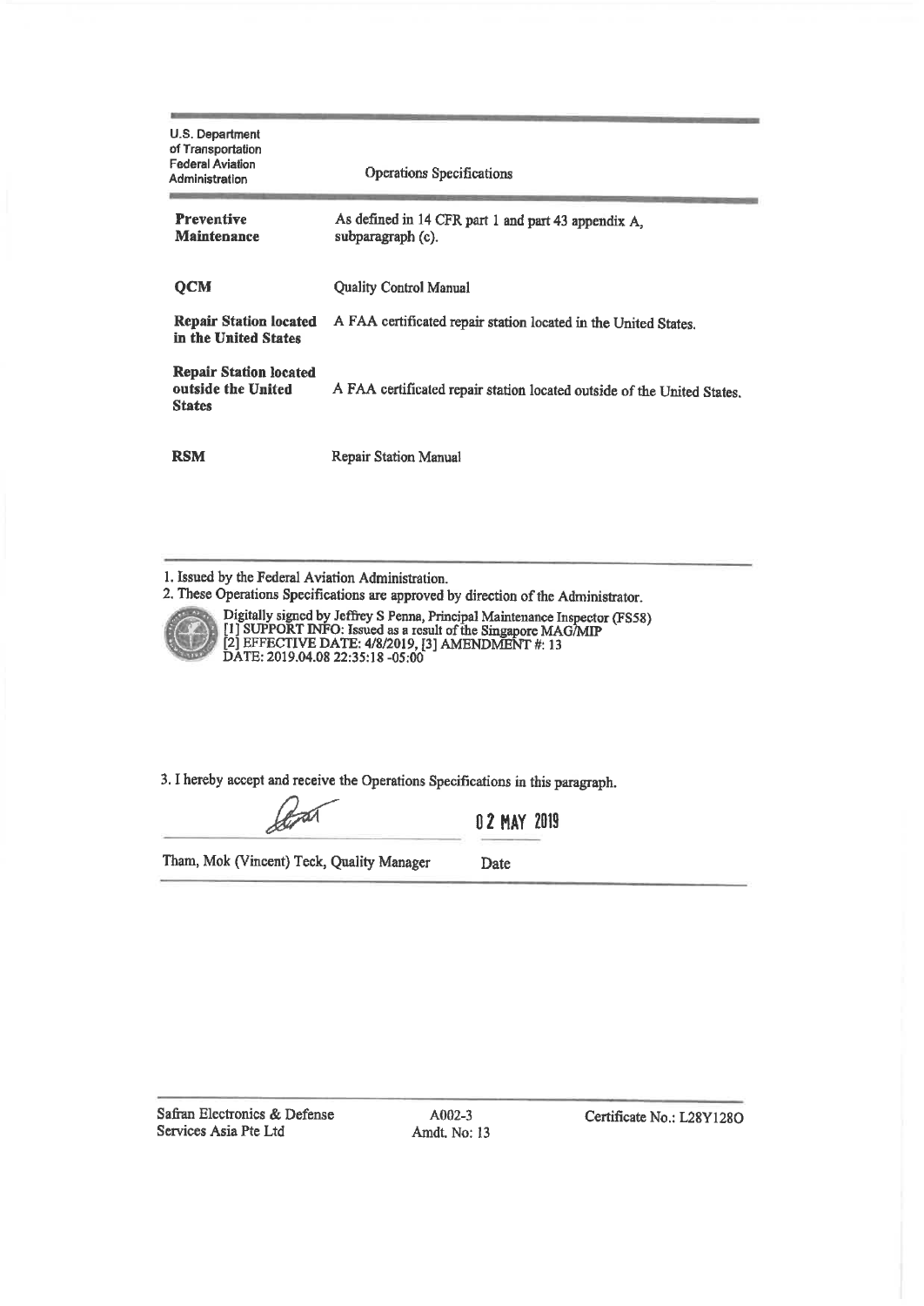U.S. Department of Transportation Federal Aviation Administration

Operations Specifications

| | |
|---|---|
| **Preventive Maintenance** | As defined in 14 CFR part 1 and part 43 appendix A, subparagraph (c). |
| **QCM** | Quality Control Manual |
| **Repair Station located in the United States** | A FAA certificated repair station located in the United States. |
| **Repair Station located outside the United States** | A FAA certificated repair station located outside of the United States. |
| **RSM** | Repair Station Manual |

1. Issued by the Federal Aviation Administration.
2. These Operations Specifications are approved by direction of the Administrator.

Digitally signed by Jeffrey S Penna, Principal Maintenance Inspector (FS58)
[1] SUPPORT INFO: Issued as a result of the Singapore MAG/MIP
[2] EFFECTIVE DATE: 4/8/2019, [3] AMENDMENT #: 13
DATE: 2019.04.08 22:35:18 -05:00

3. I hereby accept and receive the Operations Specifications in this paragraph.

02 MAY 2019

Tham, Mok (Vincent) Teck, Quality Manager — Date

Safran Electronics & Defense Services Asia Pte Ltd — A002-3 Amdt. No: 13 — Certificate No.: L28Y128O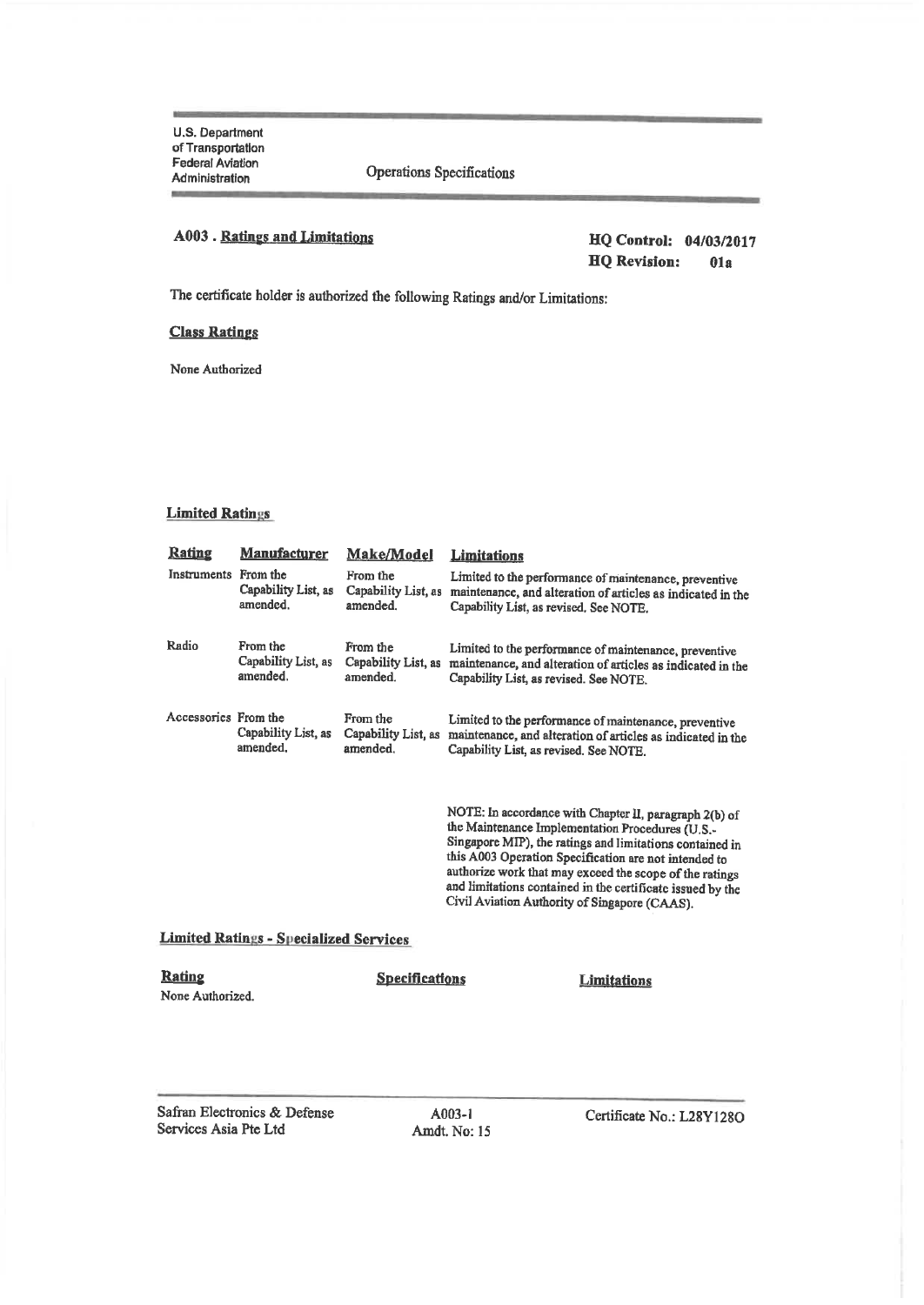U.S. Department of Transportation
Federal Aviation Administration

Operations Specifications

## A003 . Ratings and Limitations

**HQ Control: 04/03/2017**
**HQ Revision: 01a**

The certificate holder is authorized the following Ratings and/or Limitations:

### Class Ratings

None Authorized

### Limited Ratings

| Rating | Manufacturer | Make/Model | Limitations |
|---|---|---|---|
| Instruments | From the Capability List, as amended. | From the Capability List, as amended. | Limited to the performance of maintenance, preventive maintenance, and alteration of articles as indicated in the Capability List, as revised. See NOTE. |
| Radio | From the Capability List, as amended. | From the Capability List, as amended. | Limited to the performance of maintenance, preventive maintenance, and alteration of articles as indicated in the Capability List, as revised. See NOTE. |
| Accessories | From the Capability List, as amended. | From the Capability List, as amended. | Limited to the performance of maintenance, preventive maintenance, and alteration of articles as indicated in the Capability List, as revised. See NOTE. |

NOTE: In accordance with Chapter II, paragraph 2(b) of the Maintenance Implementation Procedures (U.S.-Singapore MIP), the ratings and limitations contained in this A003 Operation Specification are not intended to authorize work that may exceed the scope of the ratings and limitations contained in the certificate issued by the Civil Aviation Authority of Singapore (CAAS).

### Limited Ratings - Specialized Services

| Rating | Specifications | Limitations |
|---|---|---|
| None Authorized. | | |

Safran Electronics & Defense Services Asia Pte Ltd

A003-1
Amdt. No: 15

Certificate No.: L28Y128O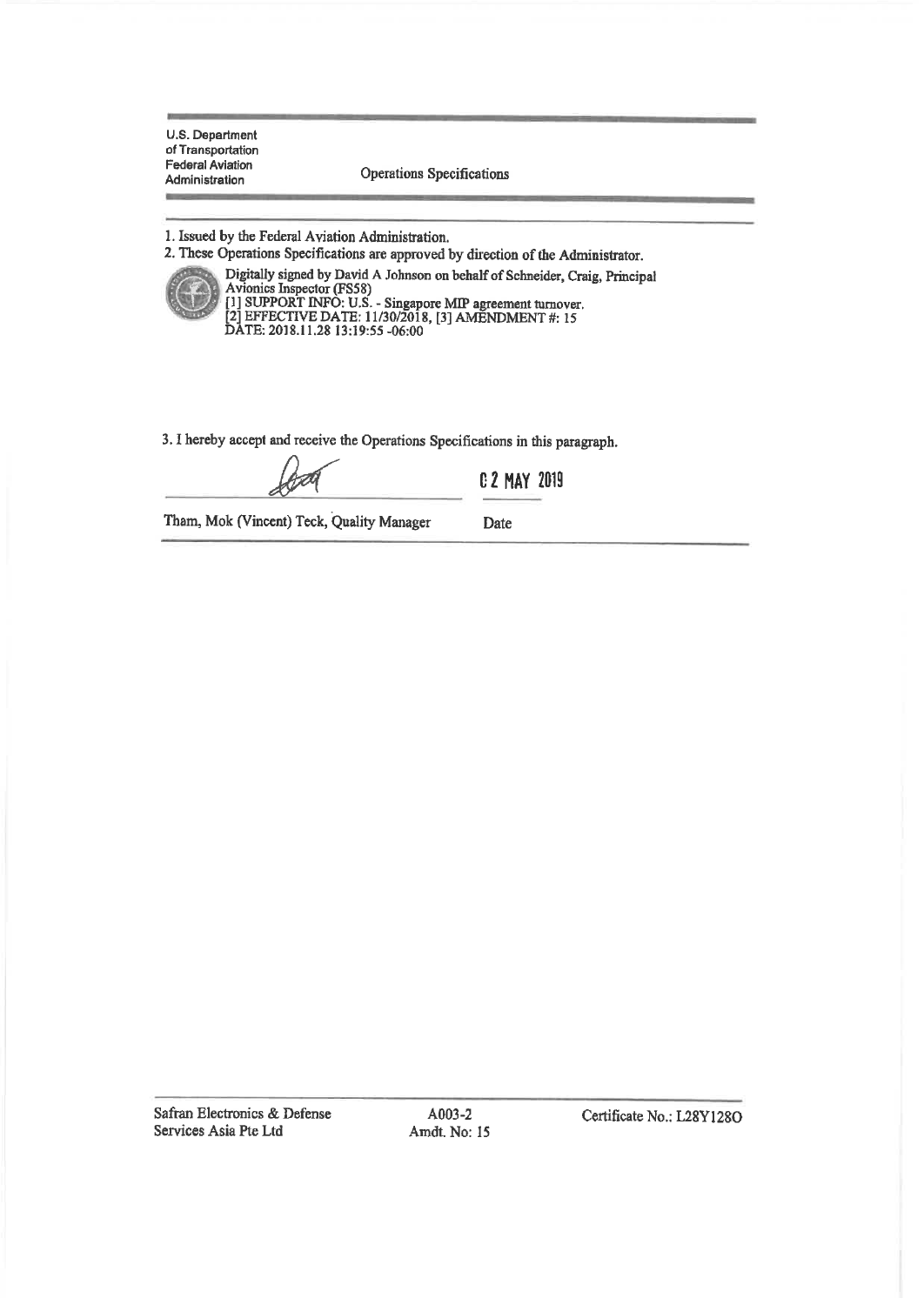U.S. Department of Transportation
Federal Aviation Administration

Operations Specifications

1. Issued by the Federal Aviation Administration.
2. These Operations Specifications are approved by direction of the Administrator.

Digitally signed by David A Johnson on behalf of Schneider, Craig, Principal Avionics Inspector (FS58)
[1] SUPPORT INFO: U.S. - Singapore MIP agreement turnover.
[2] EFFECTIVE DATE: 11/30/2018, [3] AMENDMENT #: 15
DATE: 2018.11.28 13:19:55 -06:00

3. I hereby accept and receive the Operations Specifications in this paragraph.

| | |
|---|---|
| [signature] | 02 MAY 2019 |
| Tham, Mok (Vincent) Teck, Quality Manager | Date |

Safran Electronics & Defense Services Asia Pte Ltd — A003-2 Amdt. No: 15 — Certificate No.: L28Y128O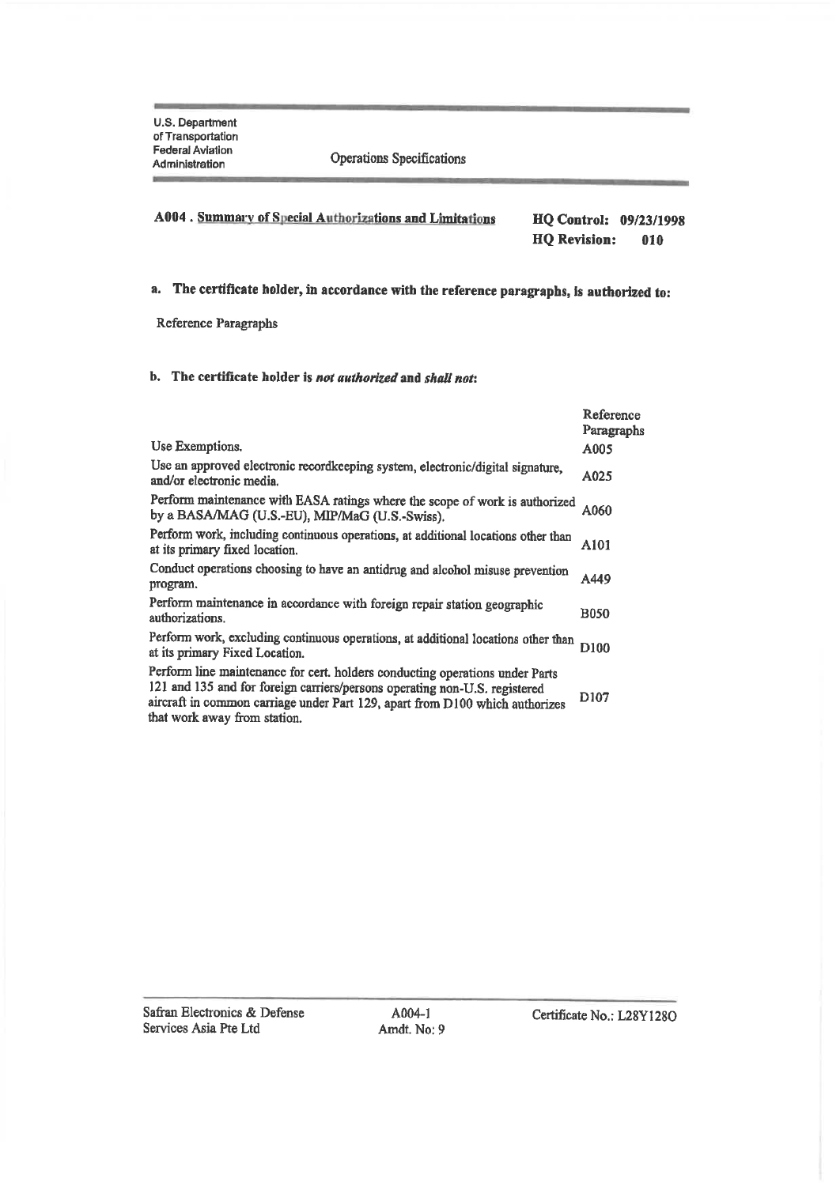U.S. Department of Transportation
Federal Aviation Administration

Operations Specifications

## A004 . Summary of Special Authorizations and Limitations

**HQ Control: 09/23/1998**
**HQ Revision: 010**

**a. The certificate holder, in accordance with the reference paragraphs, is authorized to:**

Reference Paragraphs

**b. The certificate holder is *not authorized* and *shall not*:**

| | Reference Paragraphs |
|---|---|
| Use Exemptions. | A005 |
| Use an approved electronic recordkeeping system, electronic/digital signature, and/or electronic media. | A025 |
| Perform maintenance with EASA ratings where the scope of work is authorized by a BASA/MAG (U.S.-EU), MIP/MaG (U.S.-Swiss). | A060 |
| Perform work, including continuous operations, at additional locations other than at its primary fixed location. | A101 |
| Conduct operations choosing to have an antidrug and alcohol misuse prevention program. | A449 |
| Perform maintenance in accordance with foreign repair station geographic authorizations. | B050 |
| Perform work, excluding continuous operations, at additional locations other than at its primary Fixed Location. | D100 |
| Perform line maintenance for cert. holders conducting operations under Parts 121 and 135 and for foreign carriers/persons operating non-U.S. registered aircraft in common carriage under Part 129, apart from D100 which authorizes that work away from station. | D107 |

Safran Electronics & Defense Services Asia Pte Ltd | A004-1 Amdt. No: 9 | Certificate No.: L28Y128O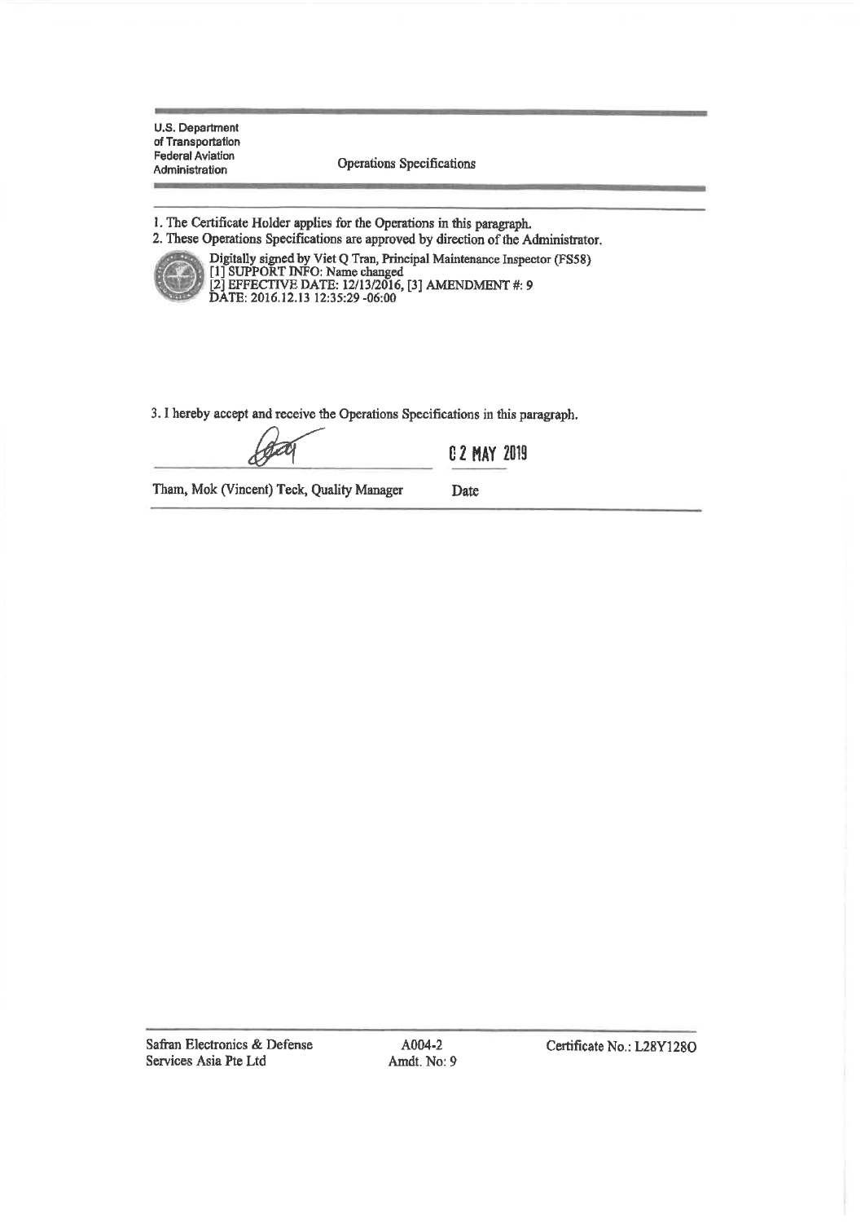U.S. Department of Transportation
Federal Aviation Administration

Operations Specifications

1. The Certificate Holder applies for the Operations in this paragraph.
2. These Operations Specifications are approved by direction of the Administrator.

Digitally signed by Viet Q Tran, Principal Maintenance Inspector (FS58)
[1] SUPPORT INFO: Name changed
[2] EFFECTIVE DATE: 12/13/2016, [3] AMENDMENT #: 9
DATE: 2016.12.13 12:35:29 -06:00

3. I hereby accept and receive the Operations Specifications in this paragraph.

| | |
|---|---|
| Tham, Mok (Vincent) Teck, Quality Manager | 02 MAY 2019 |
| | Date |

Safran Electronics & Defense Services Asia Pte Ltd

A004-2
Amdt. No: 9

Certificate No.: L28Y128O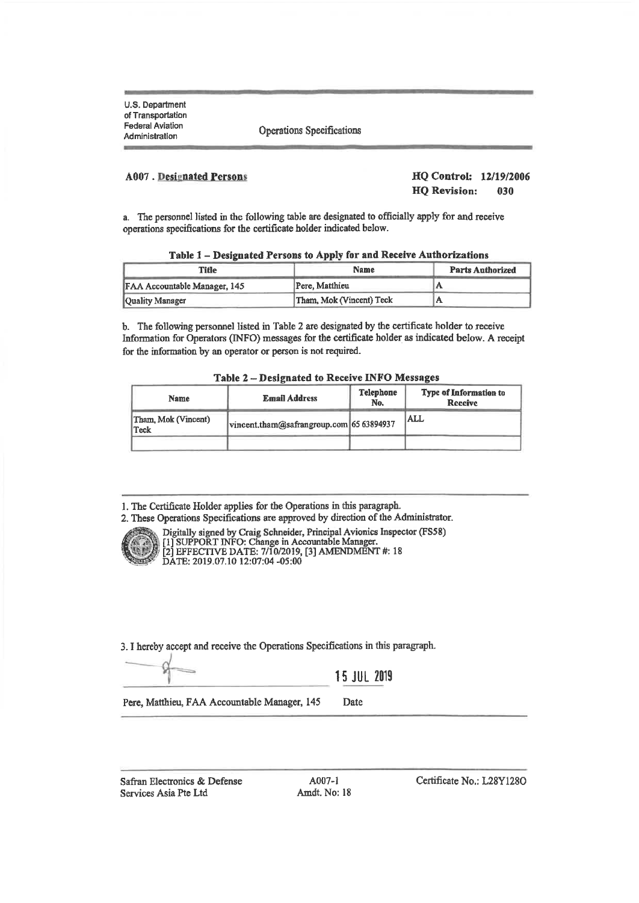U.S. Department of Transportation
Federal Aviation Administration

Operations Specifications

**A007 . Designated Persons**

**HQ Control: 12/19/2006**
**HQ Revision: 030**

a. The personnel listed in the following table are designated to officially apply for and receive operations specifications for the certificate holder indicated below.

**Table 1 – Designated Persons to Apply for and Receive Authorizations**

| Title | Name | Parts Authorized |
|---|---|---|
| FAA Accountable Manager, 145 | Pere, Matthieu | A |
| Quality Manager | Tham, Mok (Vincent) Teck | A |

b. The following personnel listed in Table 2 are designated by the certificate holder to receive Information for Operators (INFO) messages for the certificate holder as indicated below. A receipt for the information by an operator or person is not required.

**Table 2 – Designated to Receive INFO Messages**

| Name | Email Address | Telephone No. | Type of Information to Receive |
|---|---|---|---|
| Tham, Mok (Vincent) Teck | vincent.tham@safrangroup.com | 65 63894937 | ALL |
| | | | |

1. The Certificate Holder applies for the Operations in this paragraph.
2. These Operations Specifications are approved by direction of the Administrator.

Digitally signed by Craig Schneider, Principal Avionics Inspector (FS58)
[1] SUPPORT INFO: Change in Accountable Manager.
[2] EFFECTIVE DATE: 7/10/2019, [3] AMENDMENT #: 18
DATE: 2019.07.10 12:07:04 -05:00

3. I hereby accept and receive the Operations Specifications in this paragraph.

15 JUL 2019

Pere, Matthieu, FAA Accountable Manager, 145 Date

Safran Electronics & Defense Services Asia Pte Ltd

A007-1
Amdt. No: 18

Certificate No.: L28Y128O